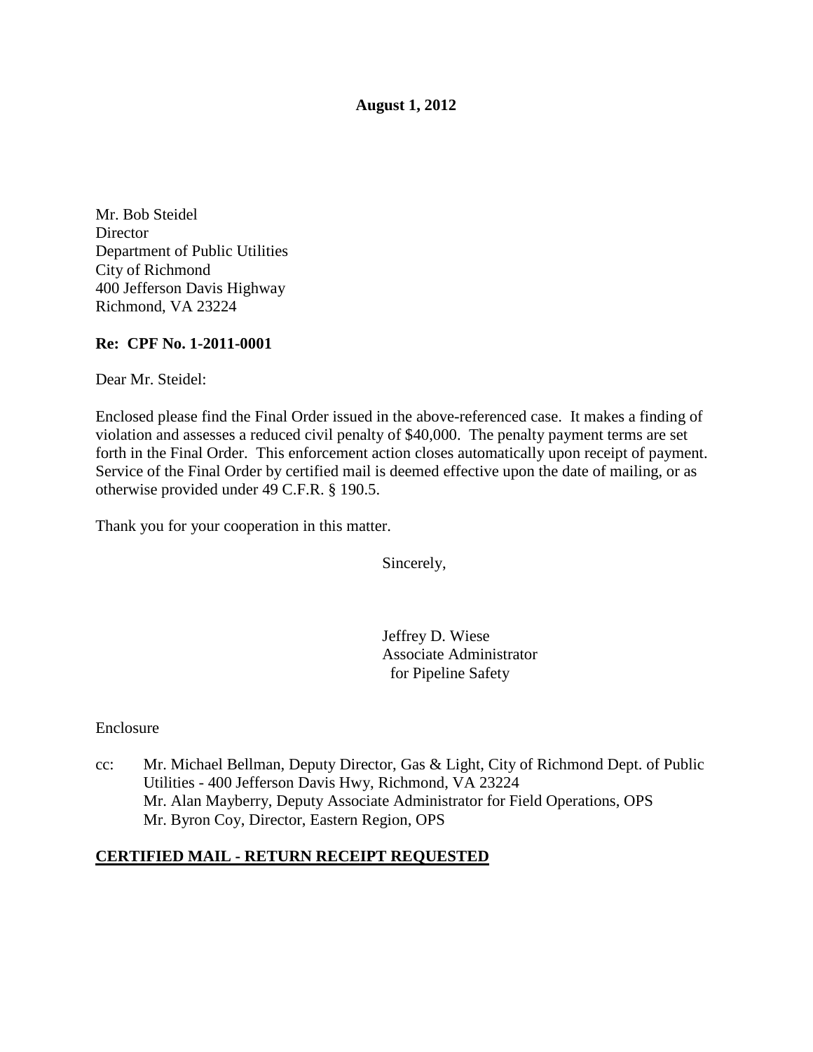**August 1, 2012**

Mr. Bob Steidel
Director
Department of Public Utilities
City of Richmond
400 Jefferson Davis Highway
Richmond, VA 23224

**Re: CPF No. 1-2011-0001**

Dear Mr. Steidel:

Enclosed please find the Final Order issued in the above-referenced case. It makes a finding of violation and assesses a reduced civil penalty of $40,000. The penalty payment terms are set forth in the Final Order. This enforcement action closes automatically upon receipt of payment. Service of the Final Order by certified mail is deemed effective upon the date of mailing, or as otherwise provided under 49 C.F.R. § 190.5.

Thank you for your cooperation in this matter.

Sincerely,

Jeffrey D. Wiese
Associate Administrator
for Pipeline Safety

Enclosure

cc: Mr. Michael Bellman, Deputy Director, Gas & Light, City of Richmond Dept. of Public Utilities - 400 Jefferson Davis Hwy, Richmond, VA 23224
Mr. Alan Mayberry, Deputy Associate Administrator for Field Operations, OPS
Mr. Byron Coy, Director, Eastern Region, OPS

**CERTIFIED MAIL - RETURN RECEIPT REQUESTED**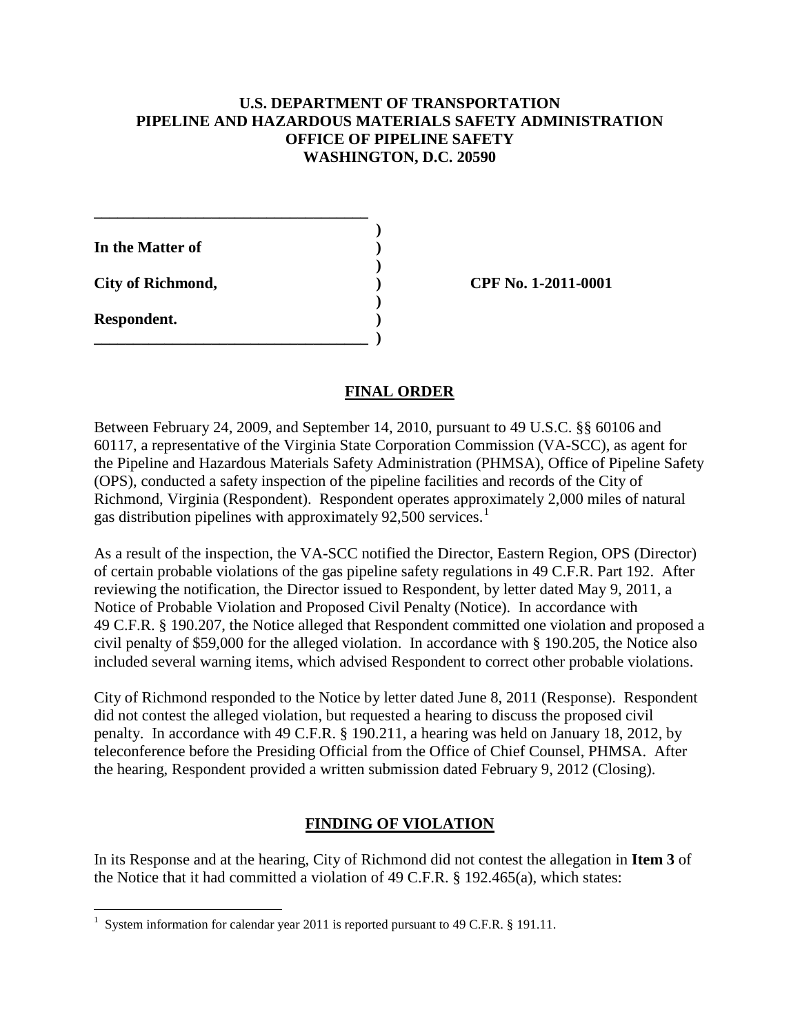**U.S. DEPARTMENT OF TRANSPORTATION**
**PIPELINE AND HAZARDOUS MATERIALS SAFETY ADMINISTRATION**
**OFFICE OF PIPELINE SAFETY**
**WASHINGTON, D.C. 20590**

| | | |
|---|---|---|
| **In the Matter of** | ) | |
| | ) | |
| **City of Richmond,** | ) | **CPF No. 1-2011-0001** |
| | ) | |
| **Respondent.** | ) | |

## FINAL ORDER

Between February 24, 2009, and September 14, 2010, pursuant to 49 U.S.C. §§ 60106 and 60117, a representative of the Virginia State Corporation Commission (VA-SCC), as agent for the Pipeline and Hazardous Materials Safety Administration (PHMSA), Office of Pipeline Safety (OPS), conducted a safety inspection of the pipeline facilities and records of the City of Richmond, Virginia (Respondent). Respondent operates approximately 2,000 miles of natural gas distribution pipelines with approximately 92,500 services.[1]

As a result of the inspection, the VA-SCC notified the Director, Eastern Region, OPS (Director) of certain probable violations of the gas pipeline safety regulations in 49 C.F.R. Part 192. After reviewing the notification, the Director issued to Respondent, by letter dated May 9, 2011, a Notice of Probable Violation and Proposed Civil Penalty (Notice). In accordance with 49 C.F.R. § 190.207, the Notice alleged that Respondent committed one violation and proposed a civil penalty of $59,000 for the alleged violation. In accordance with § 190.205, the Notice also included several warning items, which advised Respondent to correct other probable violations.

City of Richmond responded to the Notice by letter dated June 8, 2011 (Response). Respondent did not contest the alleged violation, but requested a hearing to discuss the proposed civil penalty. In accordance with 49 C.F.R. § 190.211, a hearing was held on January 18, 2012, by teleconference before the Presiding Official from the Office of Chief Counsel, PHMSA. After the hearing, Respondent provided a written submission dated February 9, 2012 (Closing).

## FINDING OF VIOLATION

In its Response and at the hearing, City of Richmond did not contest the allegation in **Item 3** of the Notice that it had committed a violation of 49 C.F.R. § 192.465(a), which states:

[1] System information for calendar year 2011 is reported pursuant to 49 C.F.R. § 191.11.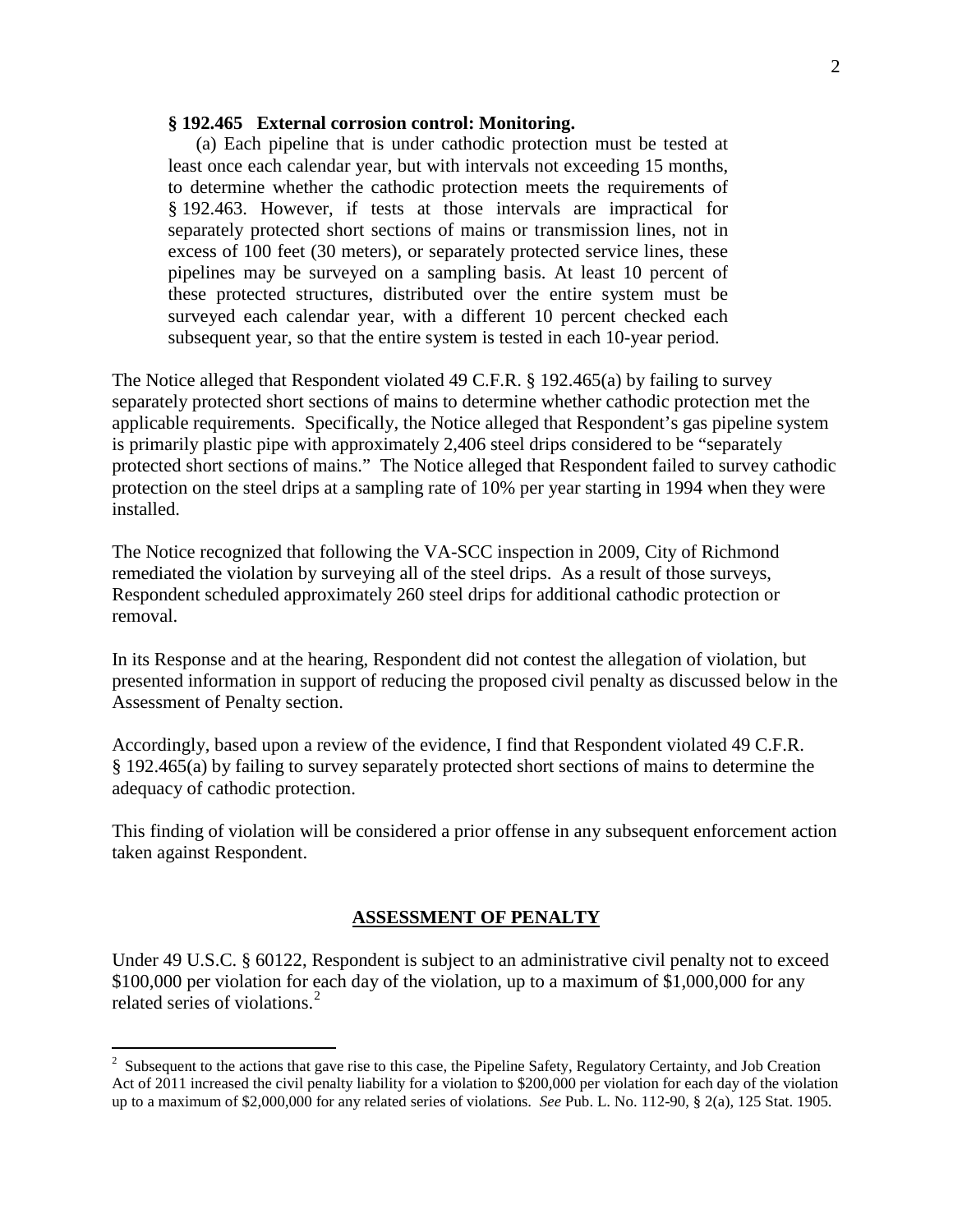**§ 192.465 External corrosion control: Monitoring.**

> (a) Each pipeline that is under cathodic protection must be tested at least once each calendar year, but with intervals not exceeding 15 months, to determine whether the cathodic protection meets the requirements of § 192.463. However, if tests at those intervals are impractical for separately protected short sections of mains or transmission lines, not in excess of 100 feet (30 meters), or separately protected service lines, these pipelines may be surveyed on a sampling basis. At least 10 percent of these protected structures, distributed over the entire system must be surveyed each calendar year, with a different 10 percent checked each subsequent year, so that the entire system is tested in each 10-year period.

The Notice alleged that Respondent violated 49 C.F.R. § 192.465(a) by failing to survey separately protected short sections of mains to determine whether cathodic protection met the applicable requirements. Specifically, the Notice alleged that Respondent's gas pipeline system is primarily plastic pipe with approximately 2,406 steel drips considered to be "separately protected short sections of mains." The Notice alleged that Respondent failed to survey cathodic protection on the steel drips at a sampling rate of 10% per year starting in 1994 when they were installed.

The Notice recognized that following the VA-SCC inspection in 2009, City of Richmond remediated the violation by surveying all of the steel drips. As a result of those surveys, Respondent scheduled approximately 260 steel drips for additional cathodic protection or removal.

In its Response and at the hearing, Respondent did not contest the allegation of violation, but presented information in support of reducing the proposed civil penalty as discussed below in the Assessment of Penalty section.

Accordingly, based upon a review of the evidence, I find that Respondent violated 49 C.F.R. § 192.465(a) by failing to survey separately protected short sections of mains to determine the adequacy of cathodic protection.

This finding of violation will be considered a prior offense in any subsequent enforcement action taken against Respondent.

## ASSESSMENT OF PENALTY

Under 49 U.S.C. § 60122, Respondent is subject to an administrative civil penalty not to exceed $100,000 per violation for each day of the violation, up to a maximum of $1,000,000 for any related series of violations.[2]

[2] Subsequent to the actions that gave rise to this case, the Pipeline Safety, Regulatory Certainty, and Job Creation Act of 2011 increased the civil penalty liability for a violation to $200,000 per violation for each day of the violation up to a maximum of $2,000,000 for any related series of violations. *See* Pub. L. No. 112-90, § 2(a), 125 Stat. 1905.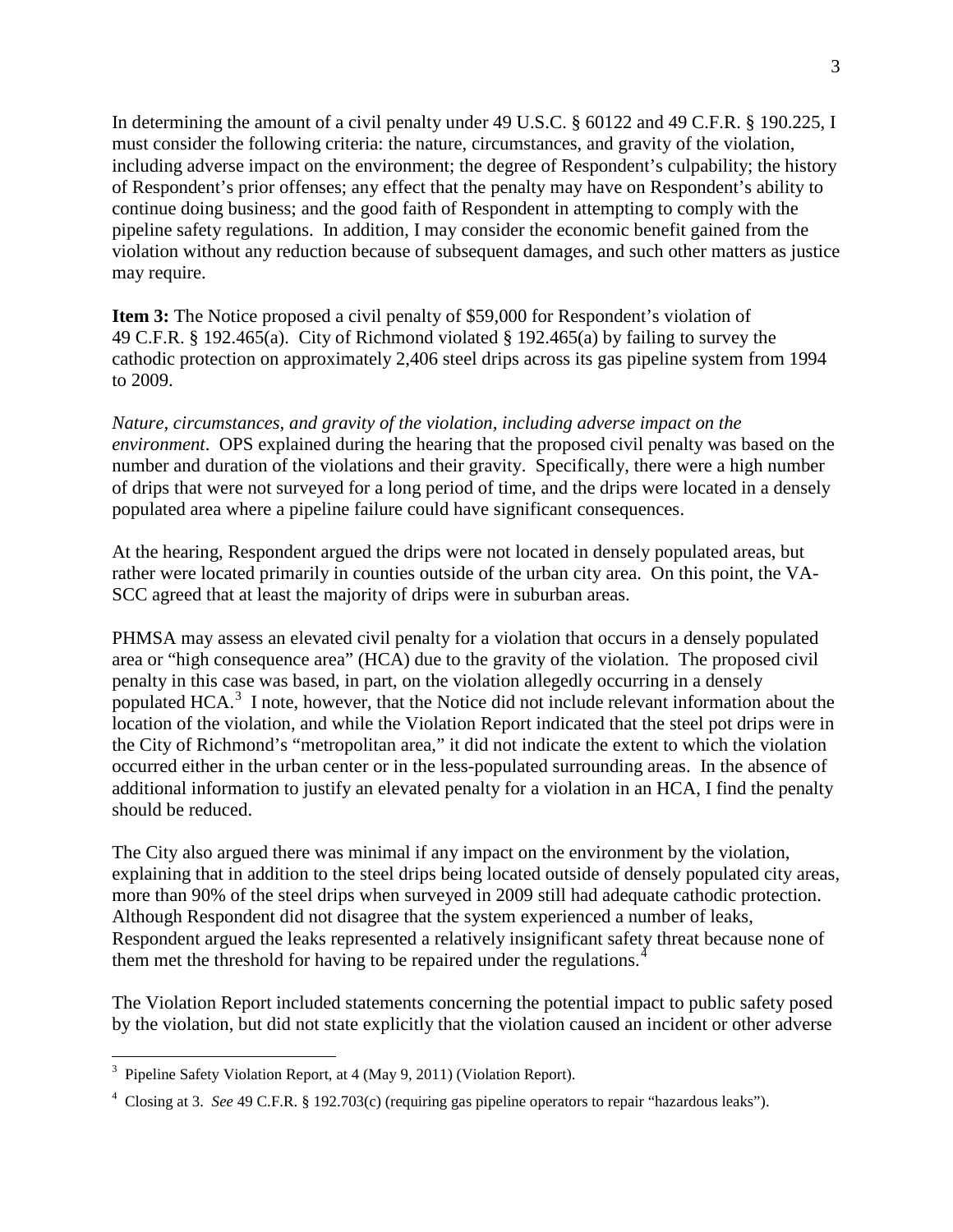In determining the amount of a civil penalty under 49 U.S.C. § 60122 and 49 C.F.R. § 190.225, I must consider the following criteria: the nature, circumstances, and gravity of the violation, including adverse impact on the environment; the degree of Respondent's culpability; the history of Respondent's prior offenses; any effect that the penalty may have on Respondent's ability to continue doing business; and the good faith of Respondent in attempting to comply with the pipeline safety regulations. In addition, I may consider the economic benefit gained from the violation without any reduction because of subsequent damages, and such other matters as justice may require.

**Item 3:** The Notice proposed a civil penalty of $59,000 for Respondent's violation of 49 C.F.R. § 192.465(a). City of Richmond violated § 192.465(a) by failing to survey the cathodic protection on approximately 2,406 steel drips across its gas pipeline system from 1994 to 2009.

*Nature, circumstances, and gravity of the violation, including adverse impact on the environment*. OPS explained during the hearing that the proposed civil penalty was based on the number and duration of the violations and their gravity. Specifically, there were a high number of drips that were not surveyed for a long period of time, and the drips were located in a densely populated area where a pipeline failure could have significant consequences.

At the hearing, Respondent argued the drips were not located in densely populated areas, but rather were located primarily in counties outside of the urban city area. On this point, the VA-SCC agreed that at least the majority of drips were in suburban areas.

PHMSA may assess an elevated civil penalty for a violation that occurs in a densely populated area or "high consequence area" (HCA) due to the gravity of the violation. The proposed civil penalty in this case was based, in part, on the violation allegedly occurring in a densely populated HCA.[3] I note, however, that the Notice did not include relevant information about the location of the violation, and while the Violation Report indicated that the steel pot drips were in the City of Richmond's "metropolitan area," it did not indicate the extent to which the violation occurred either in the urban center or in the less-populated surrounding areas. In the absence of additional information to justify an elevated penalty for a violation in an HCA, I find the penalty should be reduced.

The City also argued there was minimal if any impact on the environment by the violation, explaining that in addition to the steel drips being located outside of densely populated city areas, more than 90% of the steel drips when surveyed in 2009 still had adequate cathodic protection. Although Respondent did not disagree that the system experienced a number of leaks, Respondent argued the leaks represented a relatively insignificant safety threat because none of them met the threshold for having to be repaired under the regulations.[4]

The Violation Report included statements concerning the potential impact to public safety posed by the violation, but did not state explicitly that the violation caused an incident or other adverse

---

[3] Pipeline Safety Violation Report, at 4 (May 9, 2011) (Violation Report).

[4] Closing at 3. *See* 49 C.F.R. § 192.703(c) (requiring gas pipeline operators to repair "hazardous leaks").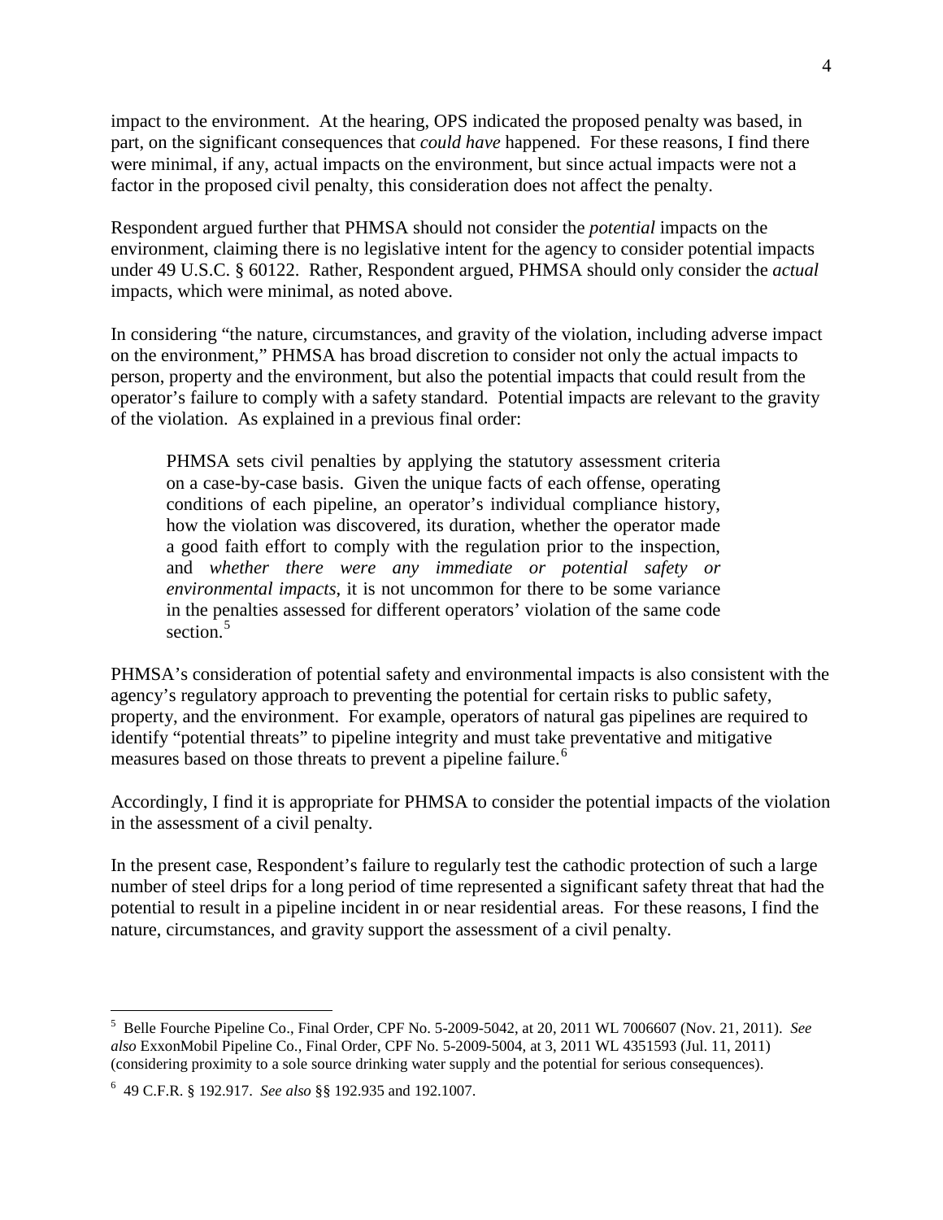impact to the environment. At the hearing, OPS indicated the proposed penalty was based, in part, on the significant consequences that *could have* happened. For these reasons, I find there were minimal, if any, actual impacts on the environment, but since actual impacts were not a factor in the proposed civil penalty, this consideration does not affect the penalty.

Respondent argued further that PHMSA should not consider the *potential* impacts on the environment, claiming there is no legislative intent for the agency to consider potential impacts under 49 U.S.C. § 60122. Rather, Respondent argued, PHMSA should only consider the *actual* impacts, which were minimal, as noted above.

In considering "the nature, circumstances, and gravity of the violation, including adverse impact on the environment," PHMSA has broad discretion to consider not only the actual impacts to person, property and the environment, but also the potential impacts that could result from the operator's failure to comply with a safety standard. Potential impacts are relevant to the gravity of the violation. As explained in a previous final order:

> PHMSA sets civil penalties by applying the statutory assessment criteria on a case-by-case basis. Given the unique facts of each offense, operating conditions of each pipeline, an operator's individual compliance history, how the violation was discovered, its duration, whether the operator made a good faith effort to comply with the regulation prior to the inspection, and *whether there were any immediate or potential safety or environmental impacts*, it is not uncommon for there to be some variance in the penalties assessed for different operators' violation of the same code section.[5]

PHMSA's consideration of potential safety and environmental impacts is also consistent with the agency's regulatory approach to preventing the potential for certain risks to public safety, property, and the environment. For example, operators of natural gas pipelines are required to identify "potential threats" to pipeline integrity and must take preventative and mitigative measures based on those threats to prevent a pipeline failure.[6]

Accordingly, I find it is appropriate for PHMSA to consider the potential impacts of the violation in the assessment of a civil penalty.

In the present case, Respondent's failure to regularly test the cathodic protection of such a large number of steel drips for a long period of time represented a significant safety threat that had the potential to result in a pipeline incident in or near residential areas. For these reasons, I find the nature, circumstances, and gravity support the assessment of a civil penalty.

---

[5] Belle Fourche Pipeline Co., Final Order, CPF No. 5-2009-5042, at 20, 2011 WL 7006607 (Nov. 21, 2011). *See also* ExxonMobil Pipeline Co., Final Order, CPF No. 5-2009-5004, at 3, 2011 WL 4351593 (Jul. 11, 2011) (considering proximity to a sole source drinking water supply and the potential for serious consequences).

[6] 49 C.F.R. § 192.917. *See also* §§ 192.935 and 192.1007.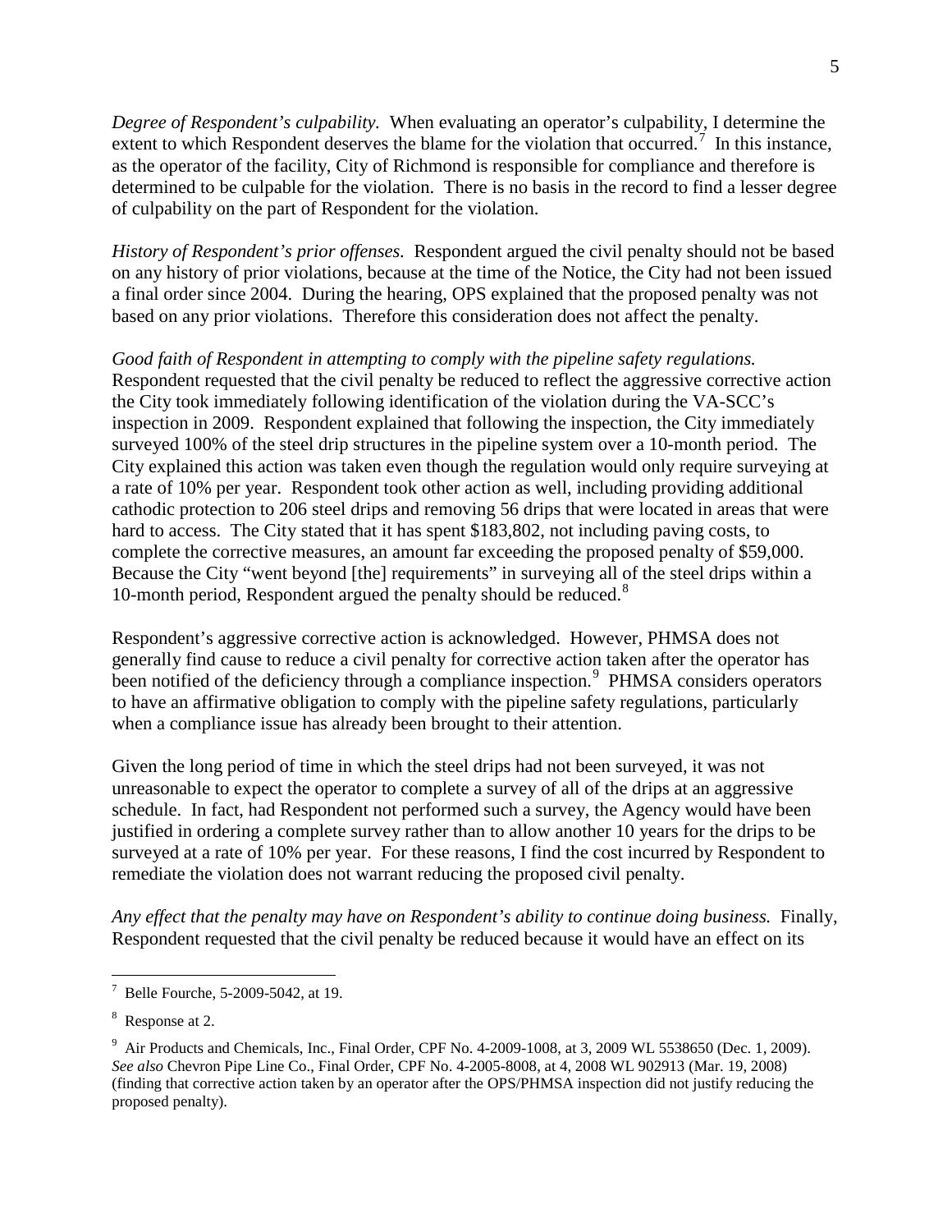*Degree of Respondent's culpability.* When evaluating an operator's culpability, I determine the extent to which Respondent deserves the blame for the violation that occurred.[7] In this instance, as the operator of the facility, City of Richmond is responsible for compliance and therefore is determined to be culpable for the violation. There is no basis in the record to find a lesser degree of culpability on the part of Respondent for the violation.

*History of Respondent's prior offenses.* Respondent argued the civil penalty should not be based on any history of prior violations, because at the time of the Notice, the City had not been issued a final order since 2004. During the hearing, OPS explained that the proposed penalty was not based on any prior violations. Therefore this consideration does not affect the penalty.

*Good faith of Respondent in attempting to comply with the pipeline safety regulations.* Respondent requested that the civil penalty be reduced to reflect the aggressive corrective action the City took immediately following identification of the violation during the VA-SCC's inspection in 2009. Respondent explained that following the inspection, the City immediately surveyed 100% of the steel drip structures in the pipeline system over a 10-month period. The City explained this action was taken even though the regulation would only require surveying at a rate of 10% per year. Respondent took other action as well, including providing additional cathodic protection to 206 steel drips and removing 56 drips that were located in areas that were hard to access. The City stated that it has spent $183,802, not including paving costs, to complete the corrective measures, an amount far exceeding the proposed penalty of $59,000. Because the City "went beyond [the] requirements" in surveying all of the steel drips within a 10-month period, Respondent argued the penalty should be reduced.[8]

Respondent's aggressive corrective action is acknowledged. However, PHMSA does not generally find cause to reduce a civil penalty for corrective action taken after the operator has been notified of the deficiency through a compliance inspection.[9] PHMSA considers operators to have an affirmative obligation to comply with the pipeline safety regulations, particularly when a compliance issue has already been brought to their attention.

Given the long period of time in which the steel drips had not been surveyed, it was not unreasonable to expect the operator to complete a survey of all of the drips at an aggressive schedule. In fact, had Respondent not performed such a survey, the Agency would have been justified in ordering a complete survey rather than to allow another 10 years for the drips to be surveyed at a rate of 10% per year. For these reasons, I find the cost incurred by Respondent to remediate the violation does not warrant reducing the proposed civil penalty.

*Any effect that the penalty may have on Respondent's ability to continue doing business.* Finally, Respondent requested that the civil penalty be reduced because it would have an effect on its

---

[7] Belle Fourche, 5-2009-5042, at 19.

[8] Response at 2.

[9] Air Products and Chemicals, Inc., Final Order, CPF No. 4-2009-1008, at 3, 2009 WL 5538650 (Dec. 1, 2009). *See also* Chevron Pipe Line Co., Final Order, CPF No. 4-2005-8008, at 4, 2008 WL 902913 (Mar. 19, 2008) (finding that corrective action taken by an operator after the OPS/PHMSA inspection did not justify reducing the proposed penalty).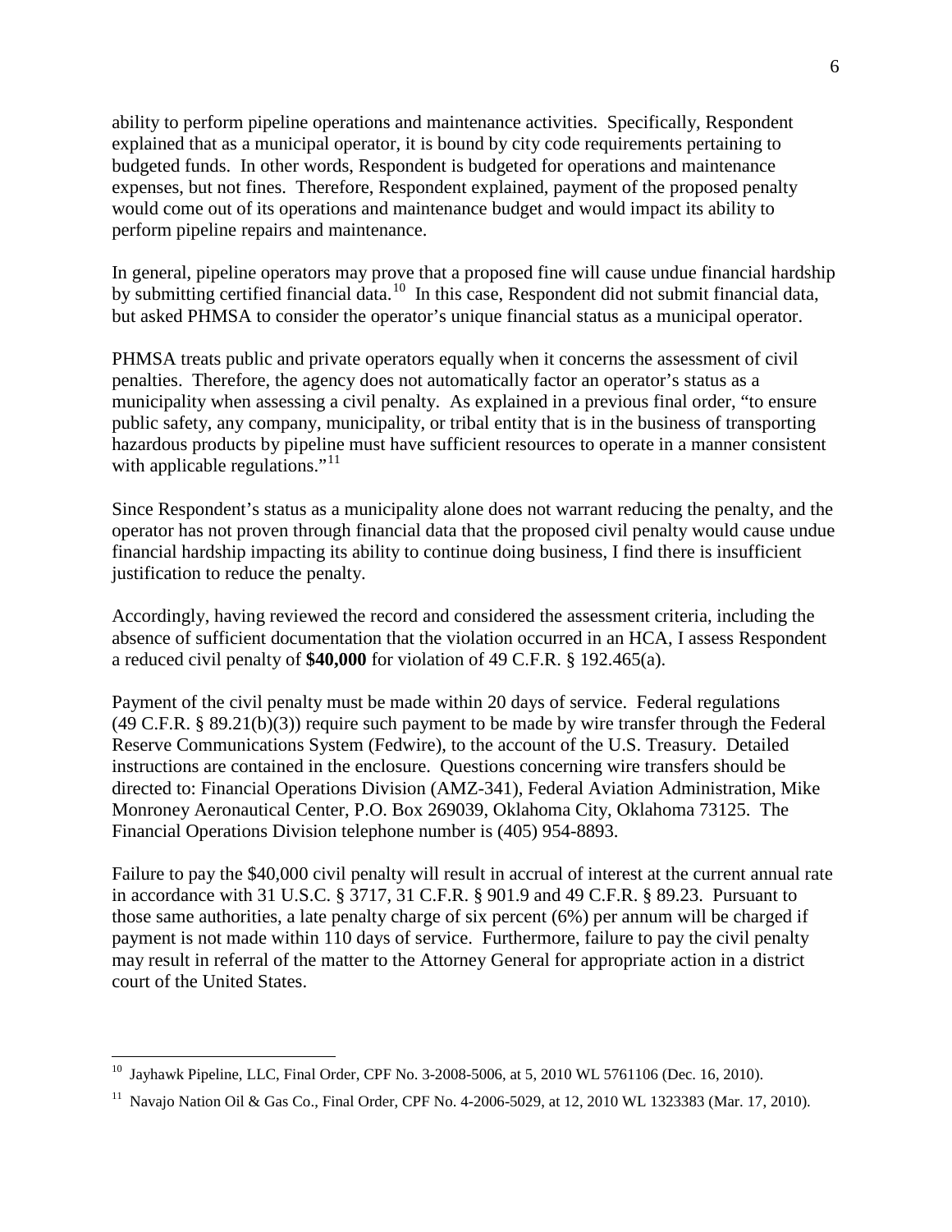ability to perform pipeline operations and maintenance activities. Specifically, Respondent explained that as a municipal operator, it is bound by city code requirements pertaining to budgeted funds. In other words, Respondent is budgeted for operations and maintenance expenses, but not fines. Therefore, Respondent explained, payment of the proposed penalty would come out of its operations and maintenance budget and would impact its ability to perform pipeline repairs and maintenance.

In general, pipeline operators may prove that a proposed fine will cause undue financial hardship by submitting certified financial data.[10] In this case, Respondent did not submit financial data, but asked PHMSA to consider the operator's unique financial status as a municipal operator.

PHMSA treats public and private operators equally when it concerns the assessment of civil penalties. Therefore, the agency does not automatically factor an operator's status as a municipality when assessing a civil penalty. As explained in a previous final order, "to ensure public safety, any company, municipality, or tribal entity that is in the business of transporting hazardous products by pipeline must have sufficient resources to operate in a manner consistent with applicable regulations."[11]

Since Respondent's status as a municipality alone does not warrant reducing the penalty, and the operator has not proven through financial data that the proposed civil penalty would cause undue financial hardship impacting its ability to continue doing business, I find there is insufficient justification to reduce the penalty.

Accordingly, having reviewed the record and considered the assessment criteria, including the absence of sufficient documentation that the violation occurred in an HCA, I assess Respondent a reduced civil penalty of **$40,000** for violation of 49 C.F.R. § 192.465(a).

Payment of the civil penalty must be made within 20 days of service. Federal regulations (49 C.F.R. § 89.21(b)(3)) require such payment to be made by wire transfer through the Federal Reserve Communications System (Fedwire), to the account of the U.S. Treasury. Detailed instructions are contained in the enclosure. Questions concerning wire transfers should be directed to: Financial Operations Division (AMZ-341), Federal Aviation Administration, Mike Monroney Aeronautical Center, P.O. Box 269039, Oklahoma City, Oklahoma 73125. The Financial Operations Division telephone number is (405) 954-8893.

Failure to pay the $40,000 civil penalty will result in accrual of interest at the current annual rate in accordance with 31 U.S.C. § 3717, 31 C.F.R. § 901.9 and 49 C.F.R. § 89.23. Pursuant to those same authorities, a late penalty charge of six percent (6%) per annum will be charged if payment is not made within 110 days of service. Furthermore, failure to pay the civil penalty may result in referral of the matter to the Attorney General for appropriate action in a district court of the United States.

---

[10] Jayhawk Pipeline, LLC, Final Order, CPF No. 3-2008-5006, at 5, 2010 WL 5761106 (Dec. 16, 2010).

[11] Navajo Nation Oil & Gas Co., Final Order, CPF No. 4-2006-5029, at 12, 2010 WL 1323383 (Mar. 17, 2010).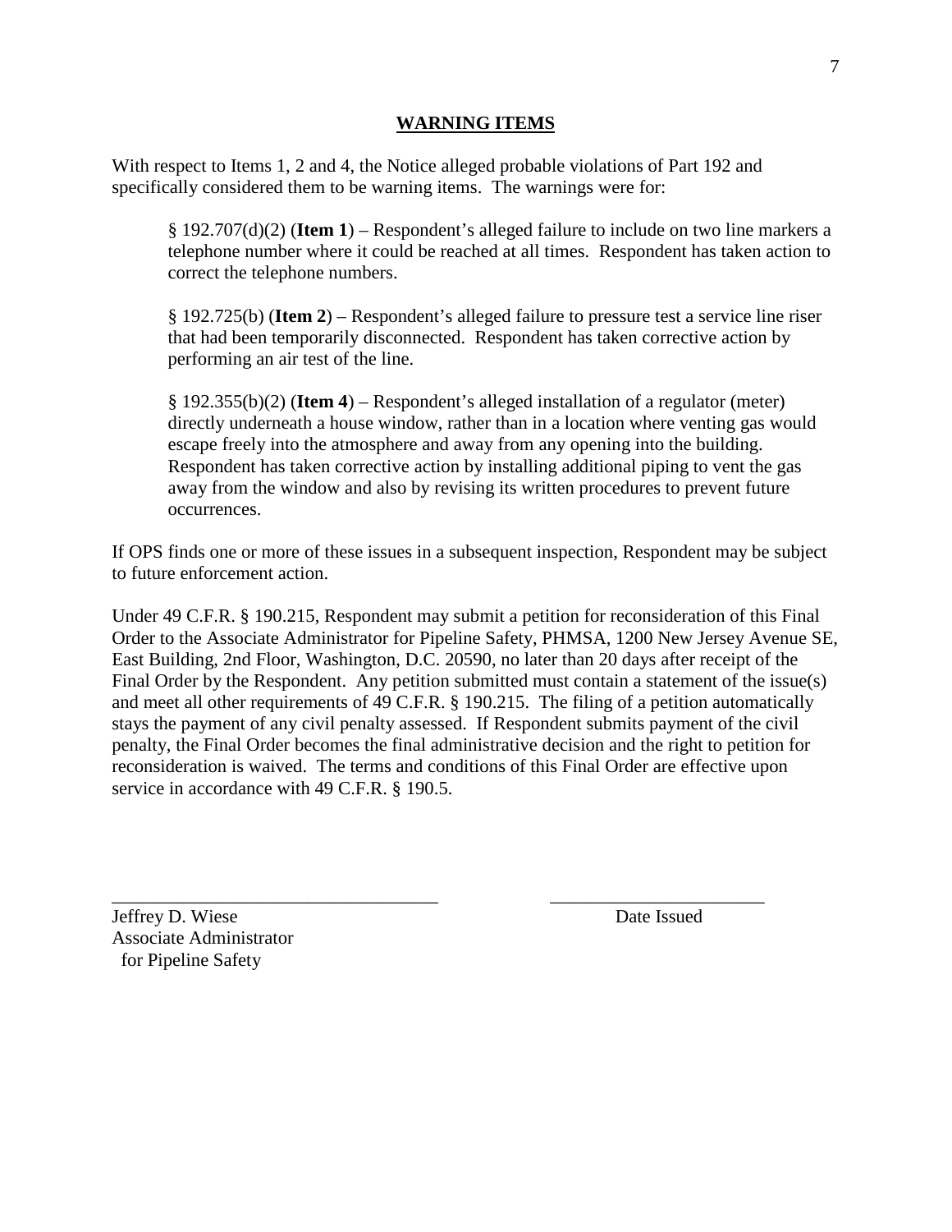## WARNING ITEMS

With respect to Items 1, 2 and 4, the Notice alleged probable violations of Part 192 and specifically considered them to be warning items. The warnings were for:

> § 192.707(d)(2) (**Item 1**) – Respondent's alleged failure to include on two line markers a telephone number where it could be reached at all times. Respondent has taken action to correct the telephone numbers.
>
> § 192.725(b) (**Item 2**) – Respondent's alleged failure to pressure test a service line riser that had been temporarily disconnected. Respondent has taken corrective action by performing an air test of the line.
>
> § 192.355(b)(2) (**Item 4**) – Respondent's alleged installation of a regulator (meter) directly underneath a house window, rather than in a location where venting gas would escape freely into the atmosphere and away from any opening into the building. Respondent has taken corrective action by installing additional piping to vent the gas away from the window and also by revising its written procedures to prevent future occurrences.

If OPS finds one or more of these issues in a subsequent inspection, Respondent may be subject to future enforcement action.

Under 49 C.F.R. § 190.215, Respondent may submit a petition for reconsideration of this Final Order to the Associate Administrator for Pipeline Safety, PHMSA, 1200 New Jersey Avenue SE, East Building, 2nd Floor, Washington, D.C. 20590, no later than 20 days after receipt of the Final Order by the Respondent. Any petition submitted must contain a statement of the issue(s) and meet all other requirements of 49 C.F.R. § 190.215. The filing of a petition automatically stays the payment of any civil penalty assessed. If Respondent submits payment of the civil penalty, the Final Order becomes the final administrative decision and the right to petition for reconsideration is waived. The terms and conditions of this Final Order are effective upon service in accordance with 49 C.F.R. § 190.5.

\_\_\_\_\_\_\_\_\_\_\_\_\_\_\_\_\_\_\_\_\_\_\_\_\_\_\_\_\_\_\_\_\_\_\_ \_\_\_\_\_\_\_\_\_\_\_\_\_\_\_\_\_\_\_\_\_\_\_

Jeffrey D. Wiese
Associate Administrator
for Pipeline Safety

Date Issued